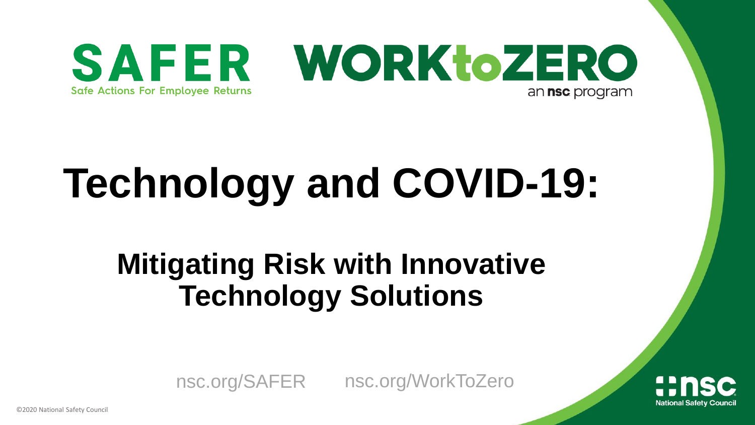SAFER
Safe Actions For Employee Returns

WORKtoZERO
an nsc program

# Technology and COVID-19:

## Mitigating Risk with Innovative Technology Solutions

nsc.org/SAFER nsc.org/WorkToZero

nsc
National Safety Council

©2020 National Safety Council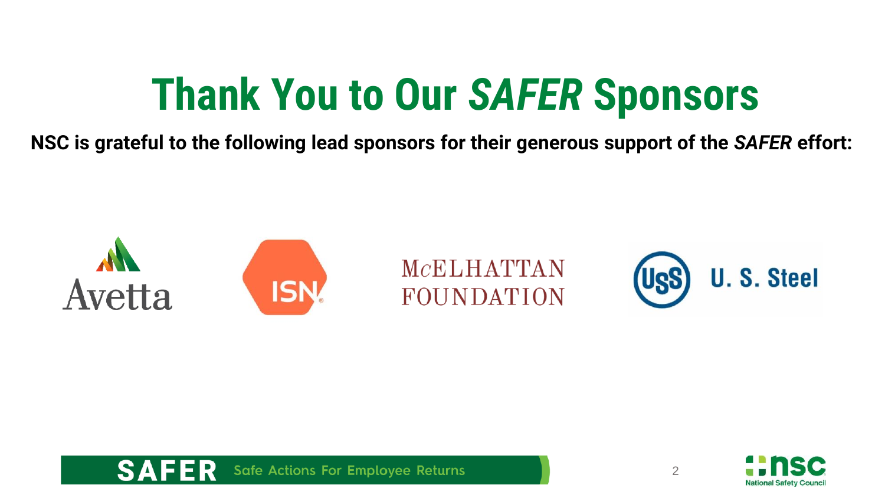# Thank You to Our *SAFER* Sponsors

**NSC is grateful to the following lead sponsors for their generous support of the *SAFER* effort:**

Avetta

ISN

McELHATTAN FOUNDATION

U. S. Steel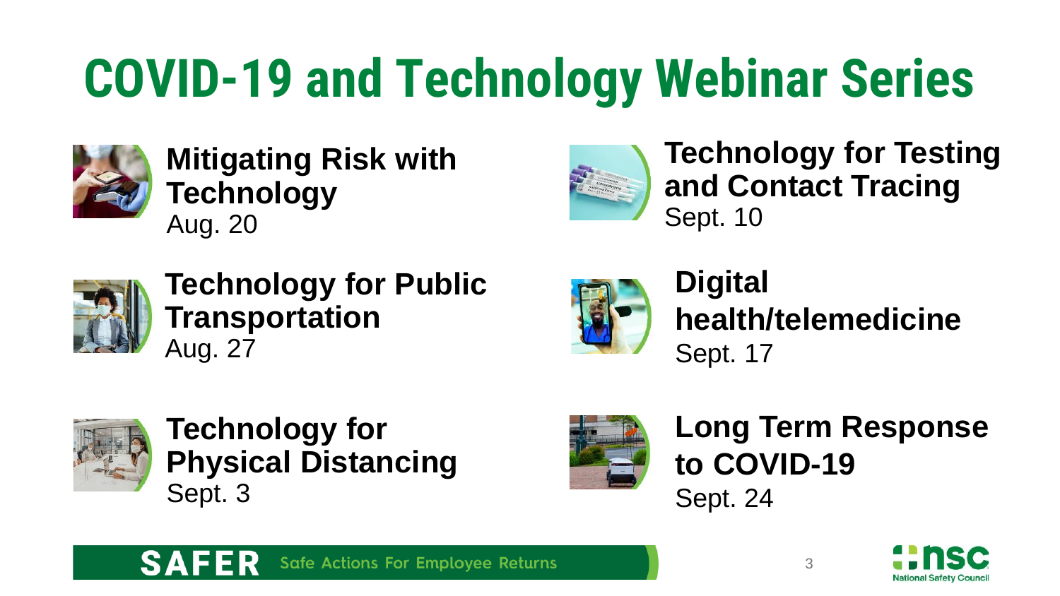# COVID-19 and Technology Webinar Series

**Mitigating Risk with Technology**
Aug. 20

**Technology for Testing and Contact Tracing**
Sept. 10

**Technology for Public Transportation**
Aug. 27

**Digital health/telemedicine**
Sept. 17

**Technology for Physical Distancing**
Sept. 3

**Long Term Response to COVID-19**
Sept. 24

**SAFER** Safe Actions For Employee Returns

nsc National Safety Council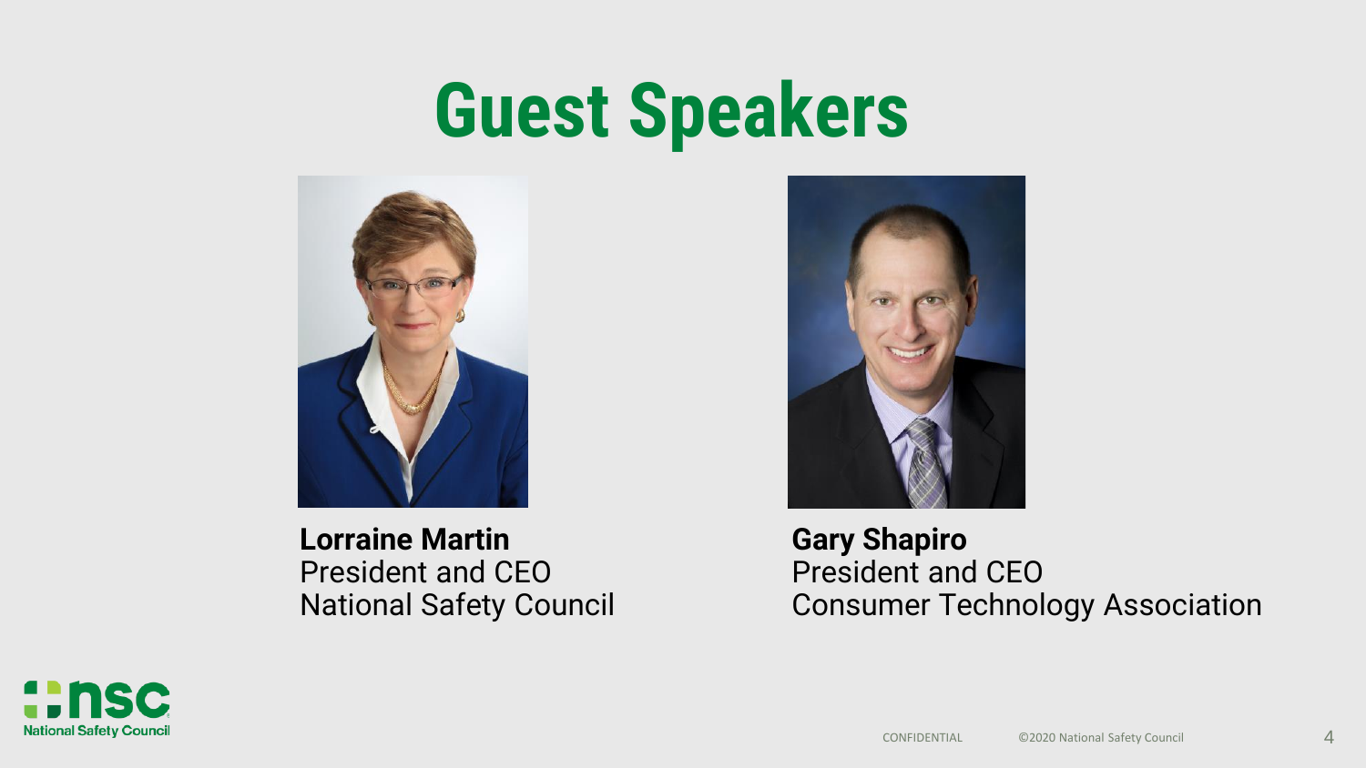# Guest Speakers

**Lorraine Martin**
President and CEO
National Safety Council

**Gary Shapiro**
President and CEO
Consumer Technology Association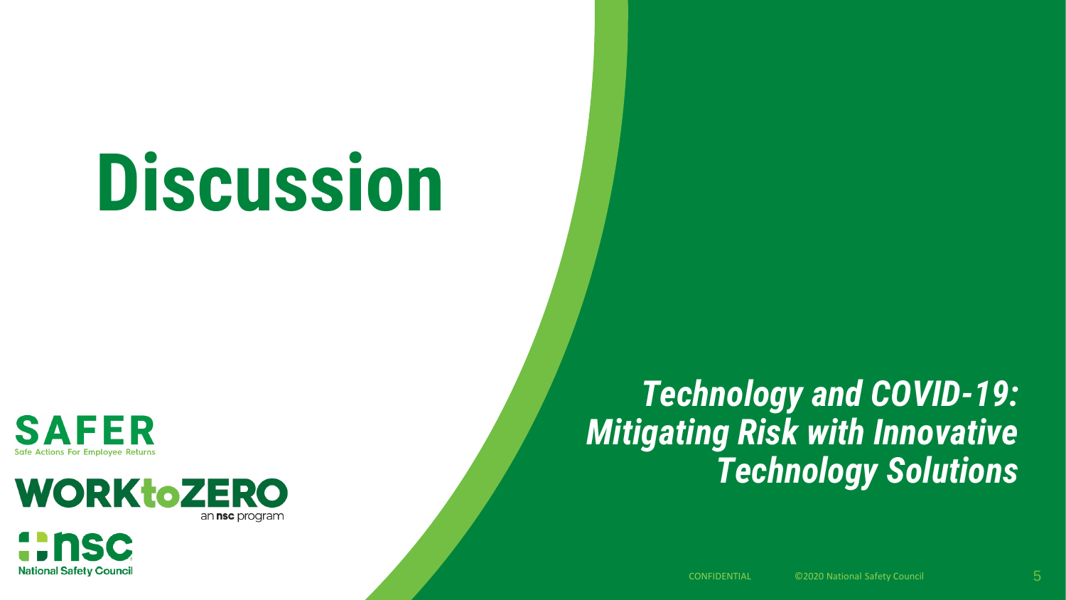# Discussion

***Technology and COVID-19: Mitigating Risk with Innovative Technology Solutions***

SAFER
Safe Actions For Employee Returns

WORKtoZERO
an nsc program

nsc
National Safety Council

CONFIDENTIAL ©2020 National Safety Council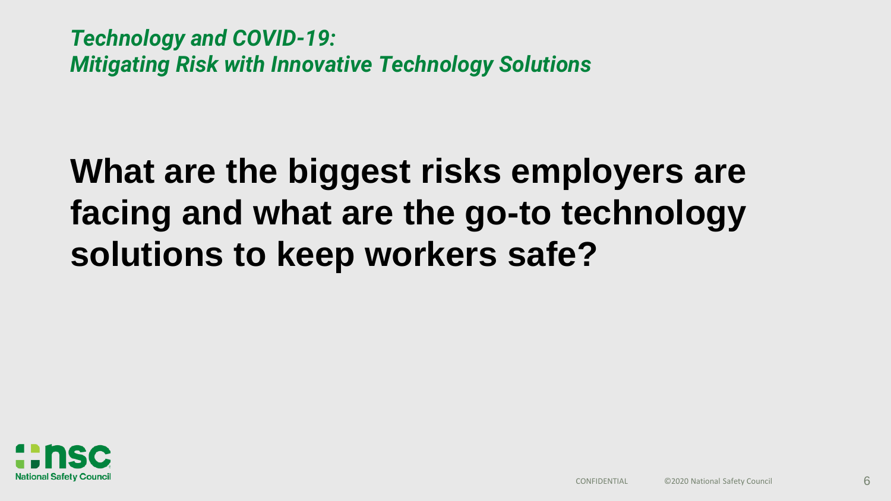***Technology and COVID-19:***
***Mitigating Risk with Innovative Technology Solutions***

# What are the biggest risks employers are facing and what are the go-to technology solutions to keep workers safe?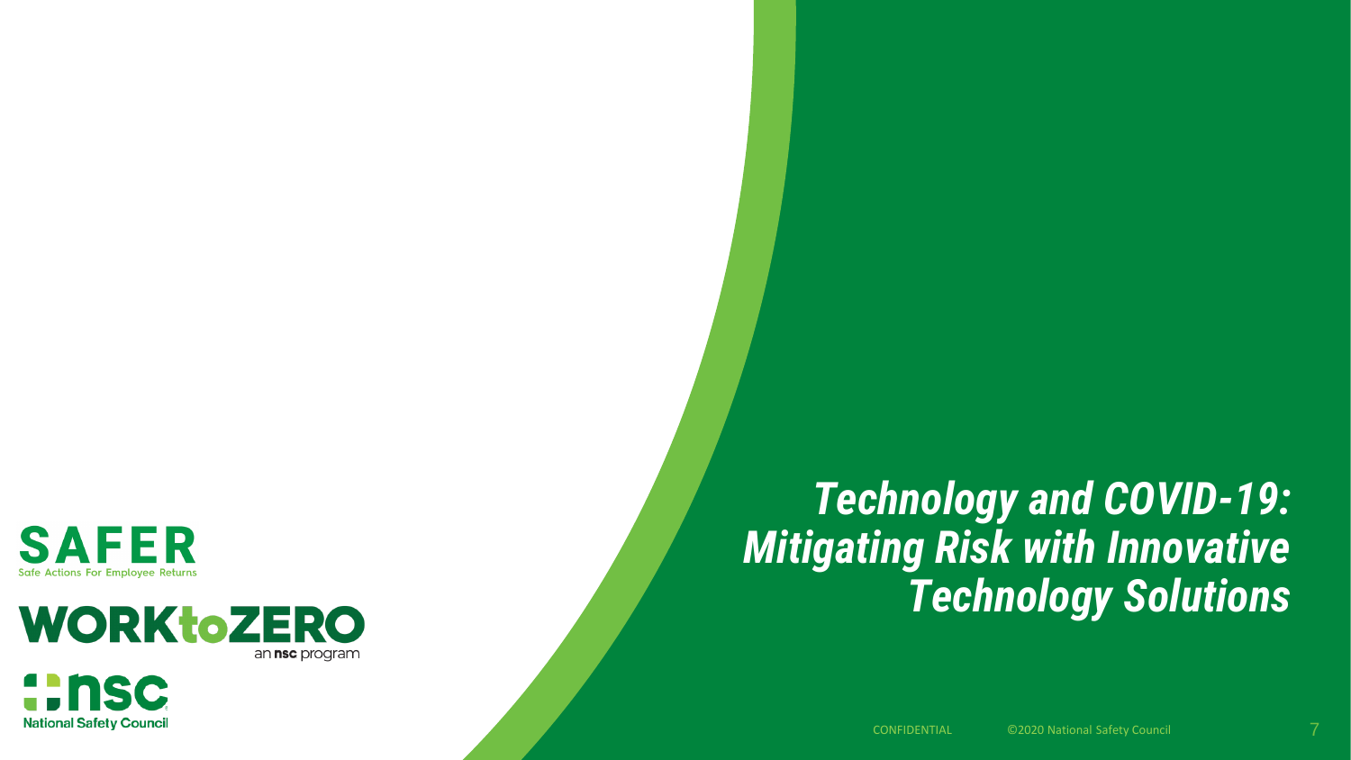# *Technology and COVID-19: Mitigating Risk with Innovative Technology Solutions*

SAFER
Safe Actions For Employee Returns

WORKtoZERO
an nsc program

nsc
National Safety Council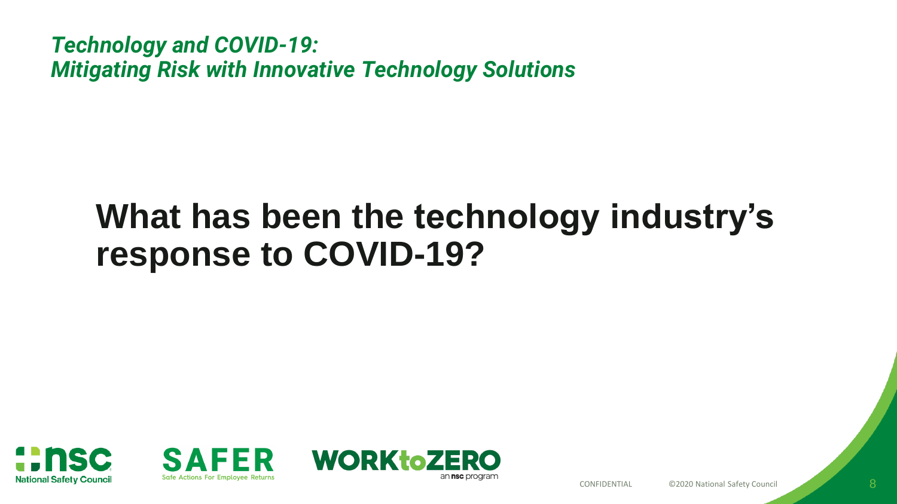***Technology and COVID-19: Mitigating Risk with Innovative Technology Solutions***

# What has been the technology industry's response to COVID-19?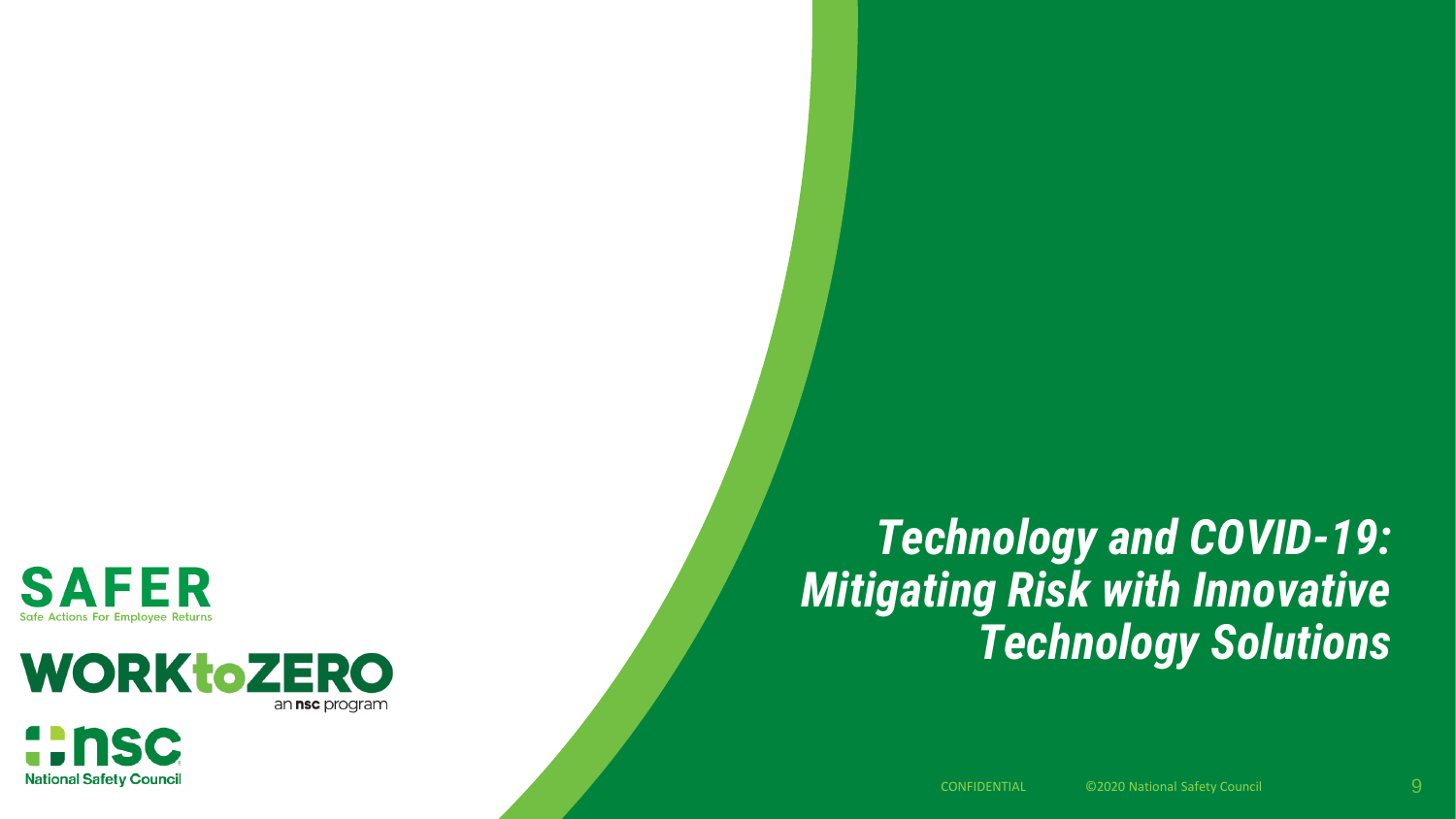# *Technology and COVID-19: Mitigating Risk with Innovative Technology Solutions*

**SAFER**
Safe Actions For Employee Returns

**WORKtoZERO**
an nsc program

**nsc**
National Safety Council

CONFIDENTIAL ©2020 National Safety Council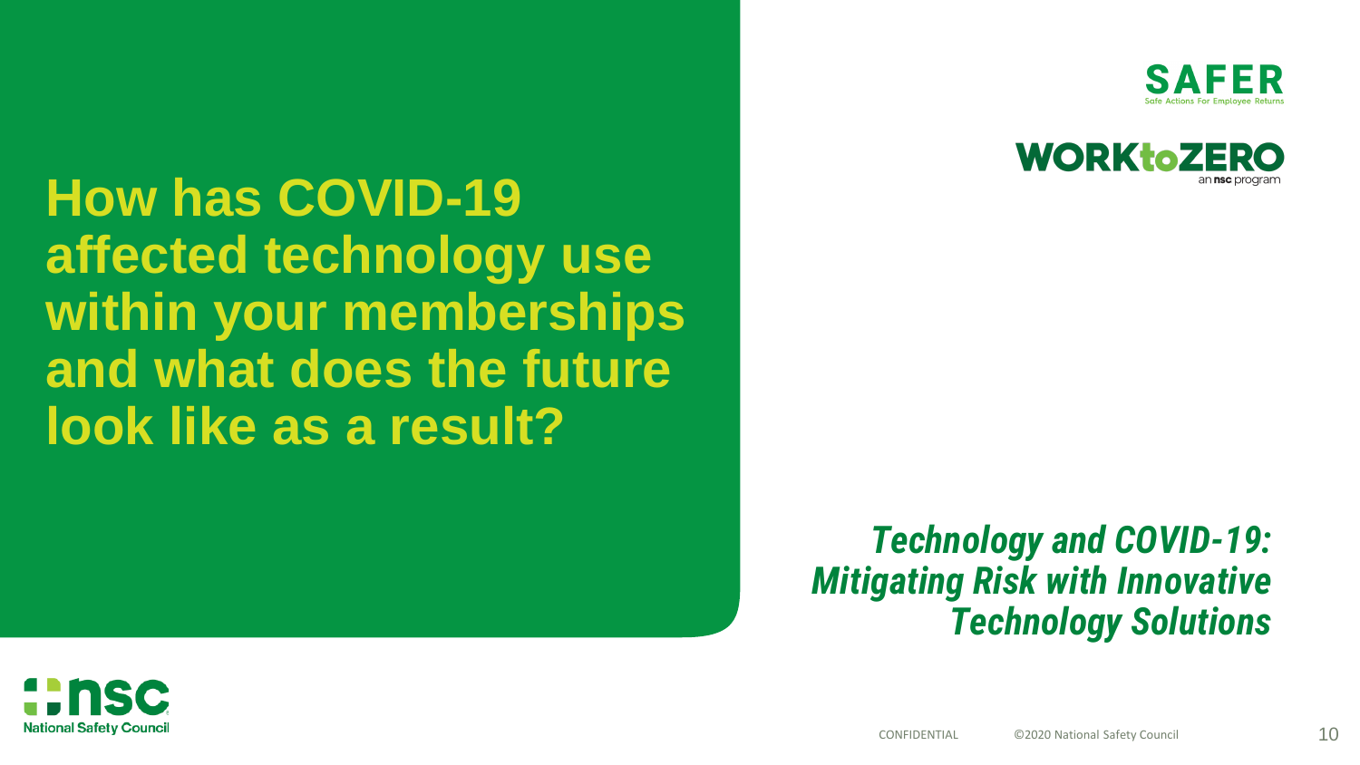# How has COVID-19 affected technology use within your memberships and what does the future look like as a result?

**SAFER**

Safe Actions For Employee Returns

**WORKtoZERO**

an nsc program

***Technology and COVID-19: Mitigating Risk with Innovative Technology Solutions***

nsc National Safety Council

CONFIDENTIAL ©2020 National Safety Council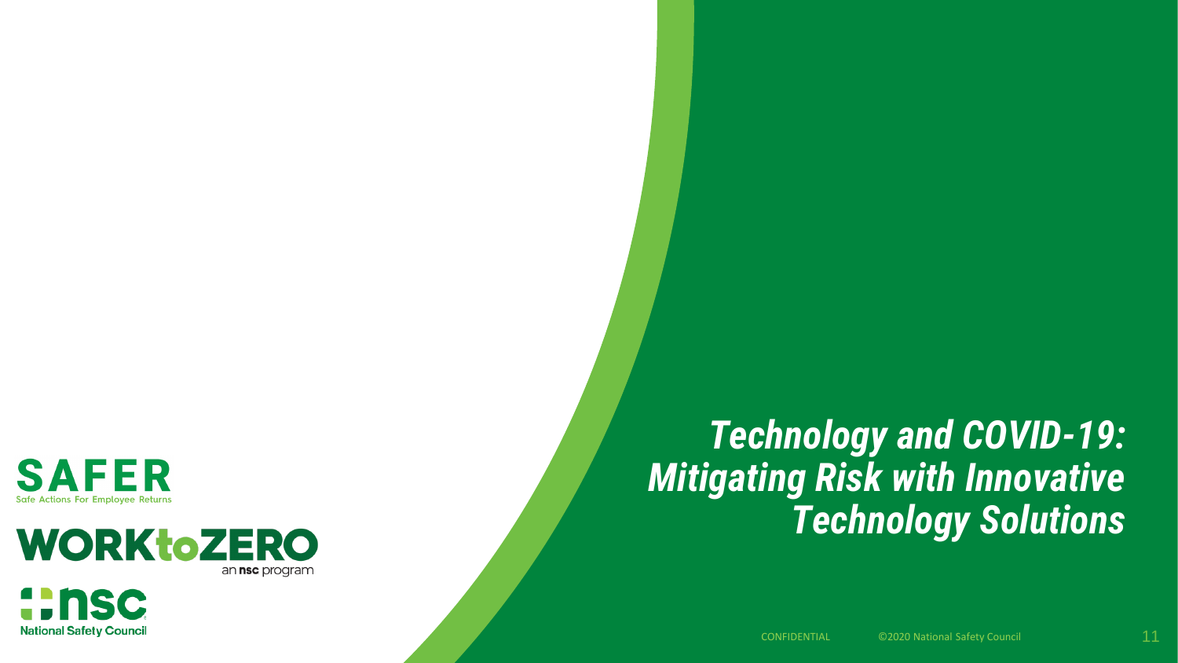SAFER
Safe Actions For Employee Returns

WORKtoZERO
an nsc program

nsc
National Safety Council

# *Technology and COVID-19: Mitigating Risk with Innovative Technology Solutions*

CONFIDENTIAL ©2020 National Safety Council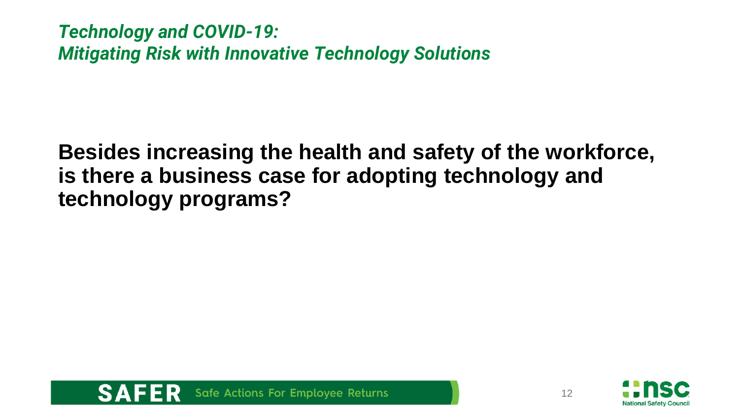*Technology and COVID-19:*
*Mitigating Risk with Innovative Technology Solutions*

**Besides increasing the health and safety of the workforce, is there a business case for adopting technology and technology programs?**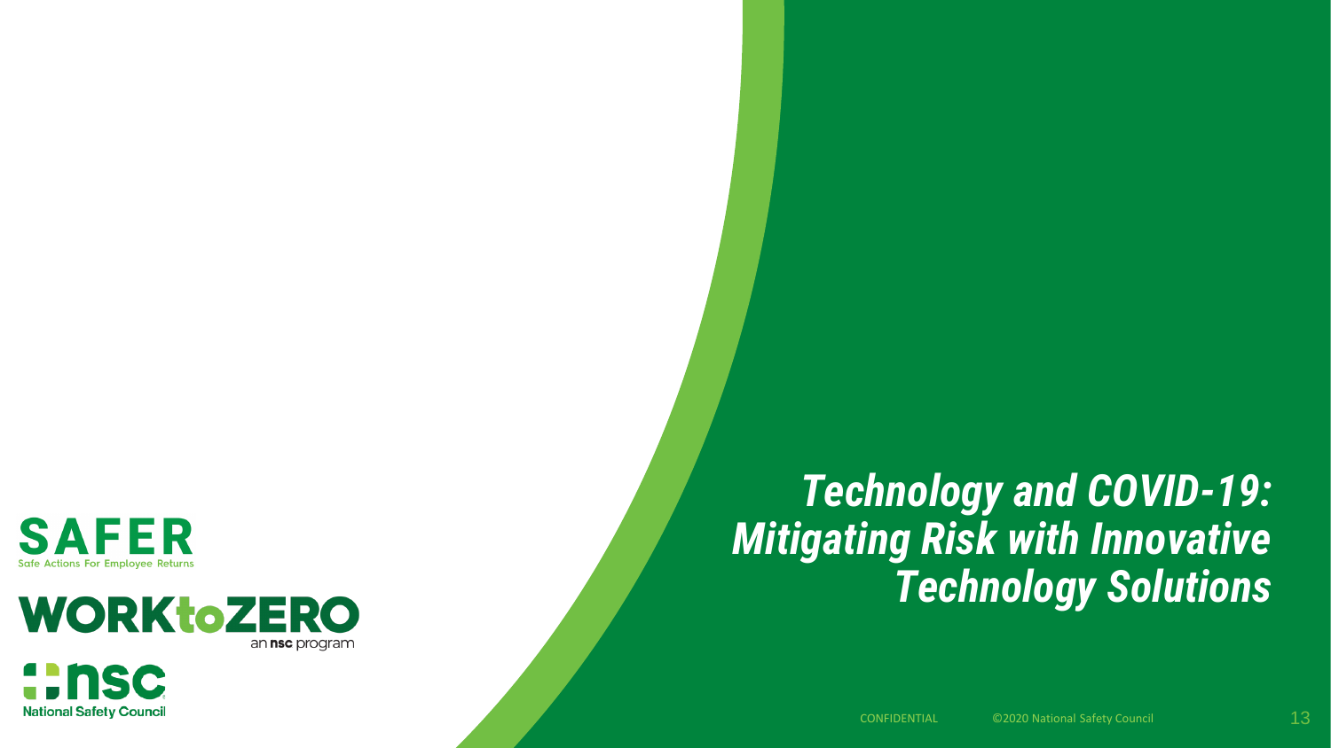# *Technology and COVID-19: Mitigating Risk with Innovative Technology Solutions*

SAFER
Safe Actions For Employee Returns

WORKtoZERO
an nsc program

nsc
National Safety Council

CONFIDENTIAL ©2020 National Safety Council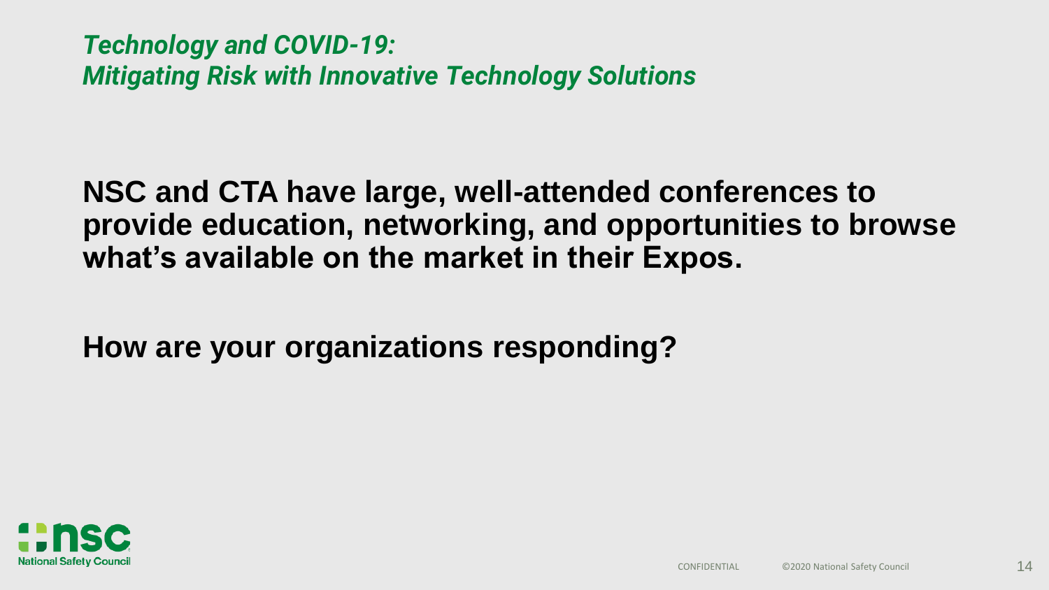## *Technology and COVID-19:*
## *Mitigating Risk with Innovative Technology Solutions*

**NSC and CTA have large, well-attended conferences to provide education, networking, and opportunities to browse what's available on the market in their Expos.**

**How are your organizations responding?**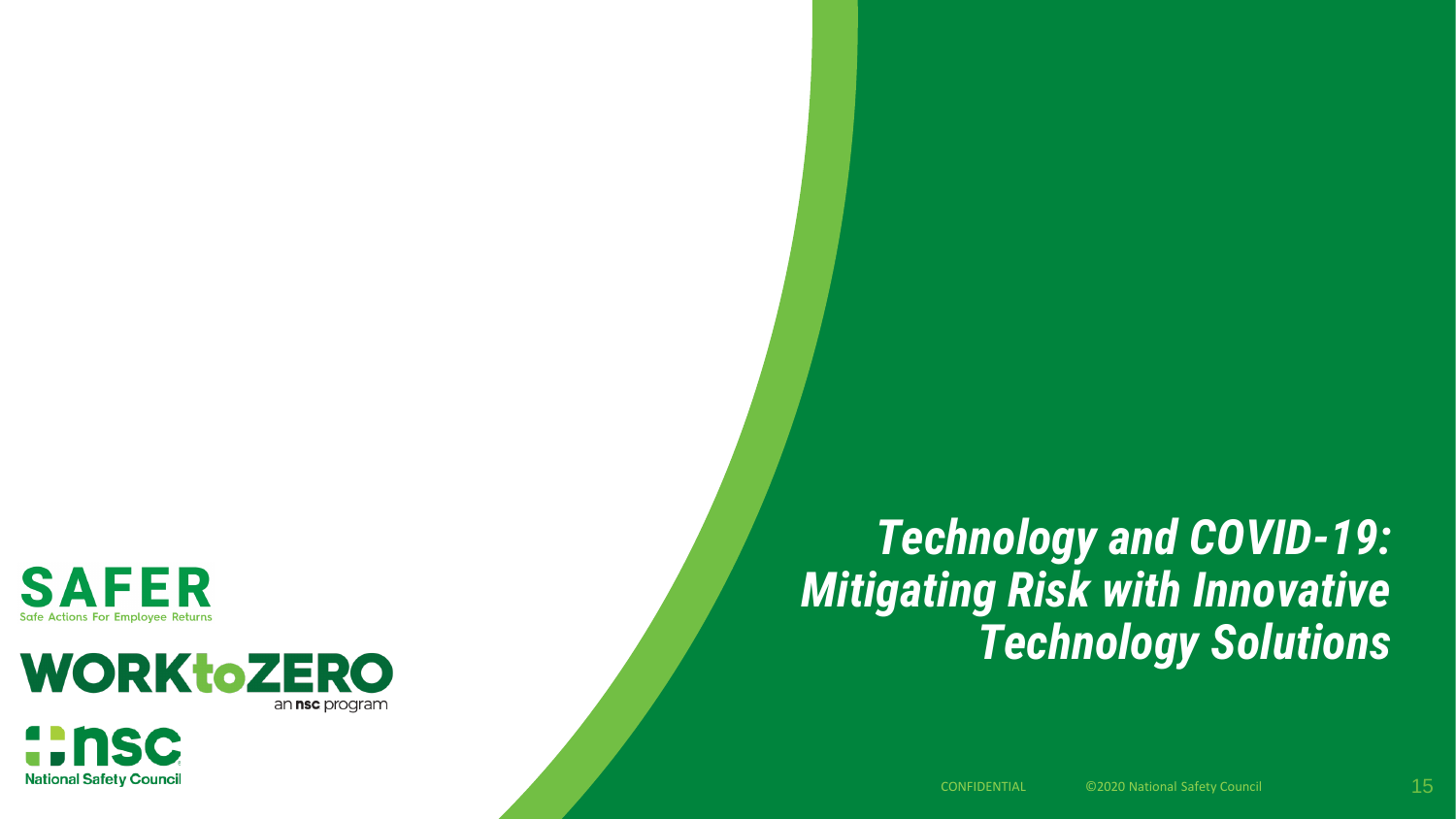# *Technology and COVID-19: Mitigating Risk with Innovative Technology Solutions*

SAFER
Safe Actions For Employee Returns

WORKtoZERO
an nsc program

nsc
National Safety Council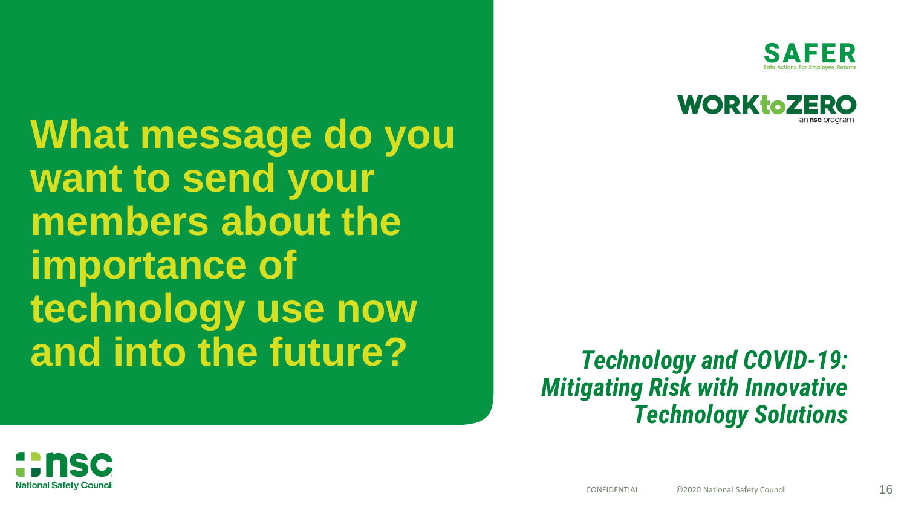# What message do you want to send your members about the importance of technology use now and into the future?

SAFER
Safe Actions For Employee Returns

WORKtoZERO
an nsc program

***Technology and COVID-19: Mitigating Risk with Innovative Technology Solutions***

nsc
National Safety Council

CONFIDENTIAL ©2020 National Safety Council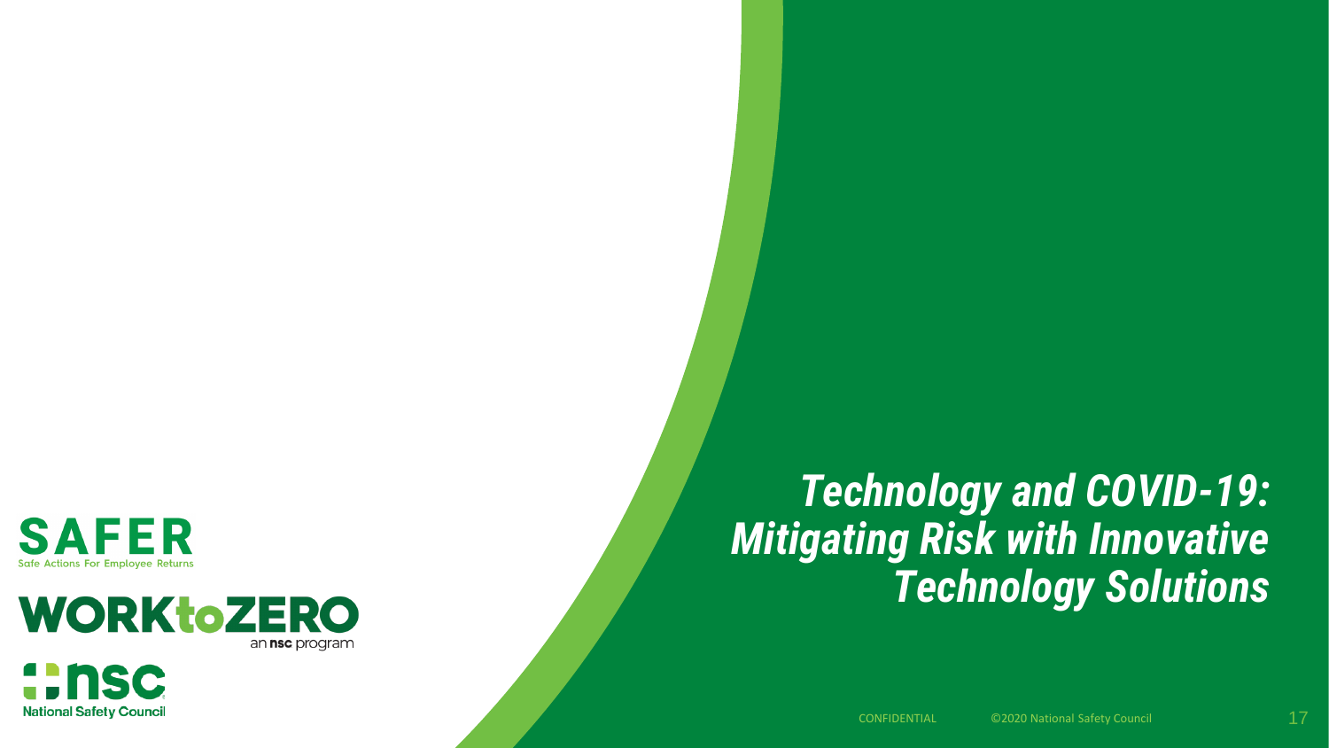# *Technology and COVID-19: Mitigating Risk with Innovative Technology Solutions*

SAFER
Safe Actions For Employee Returns

WORKtoZERO
an nsc program

nsc
National Safety Council

CONFIDENTIAL ©2020 National Safety Council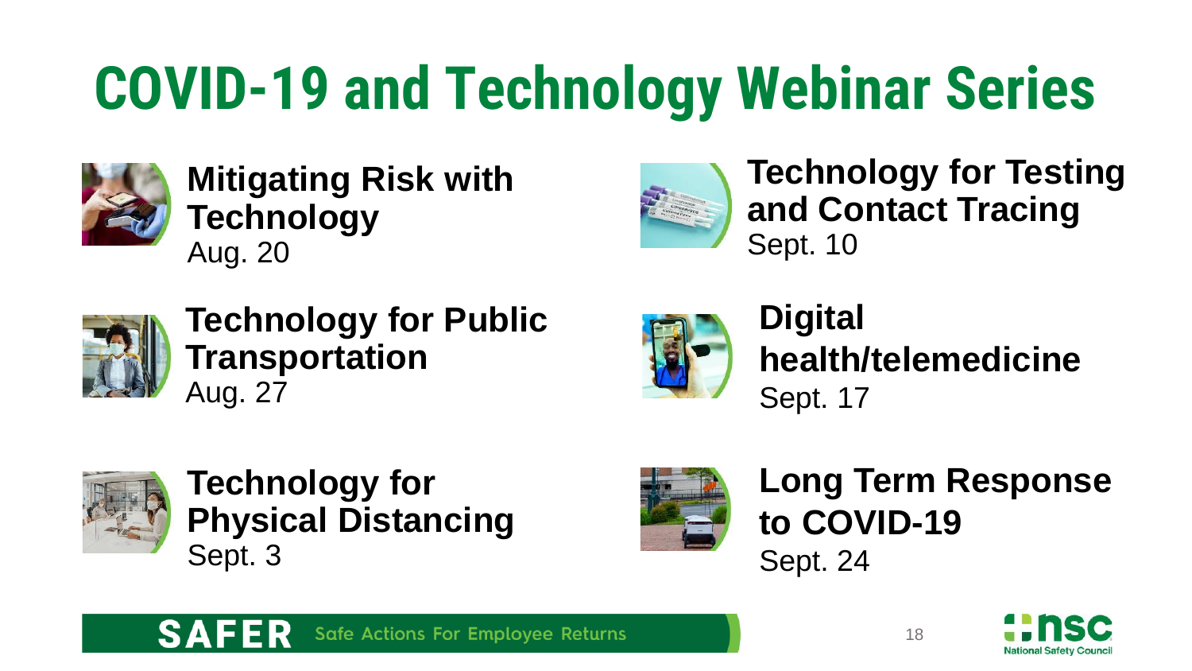# COVID-19 and Technology Webinar Series

**Mitigating Risk with Technology**
Aug. 20

**Technology for Testing and Contact Tracing**
Sept. 10

**Technology for Public Transportation**
Aug. 27

**Digital health/telemedicine**
Sept. 17

**Technology for Physical Distancing**
Sept. 3

**Long Term Response to COVID-19**
Sept. 24

**SAFER** Safe Actions For Employee Returns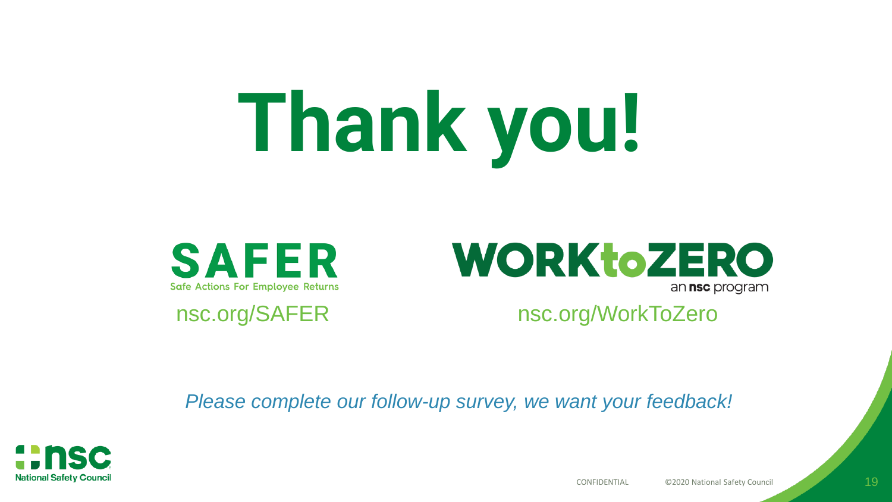# Thank you!

**SAFER**

Safe Actions For Employee Returns

nsc.org/SAFER

**WORKtoZERO**

an **nsc** program

nsc.org/WorkToZero

*Please complete our follow-up survey, we want your feedback!*

nsc National Safety Council

CONFIDENTIAL ©2020 National Safety Council